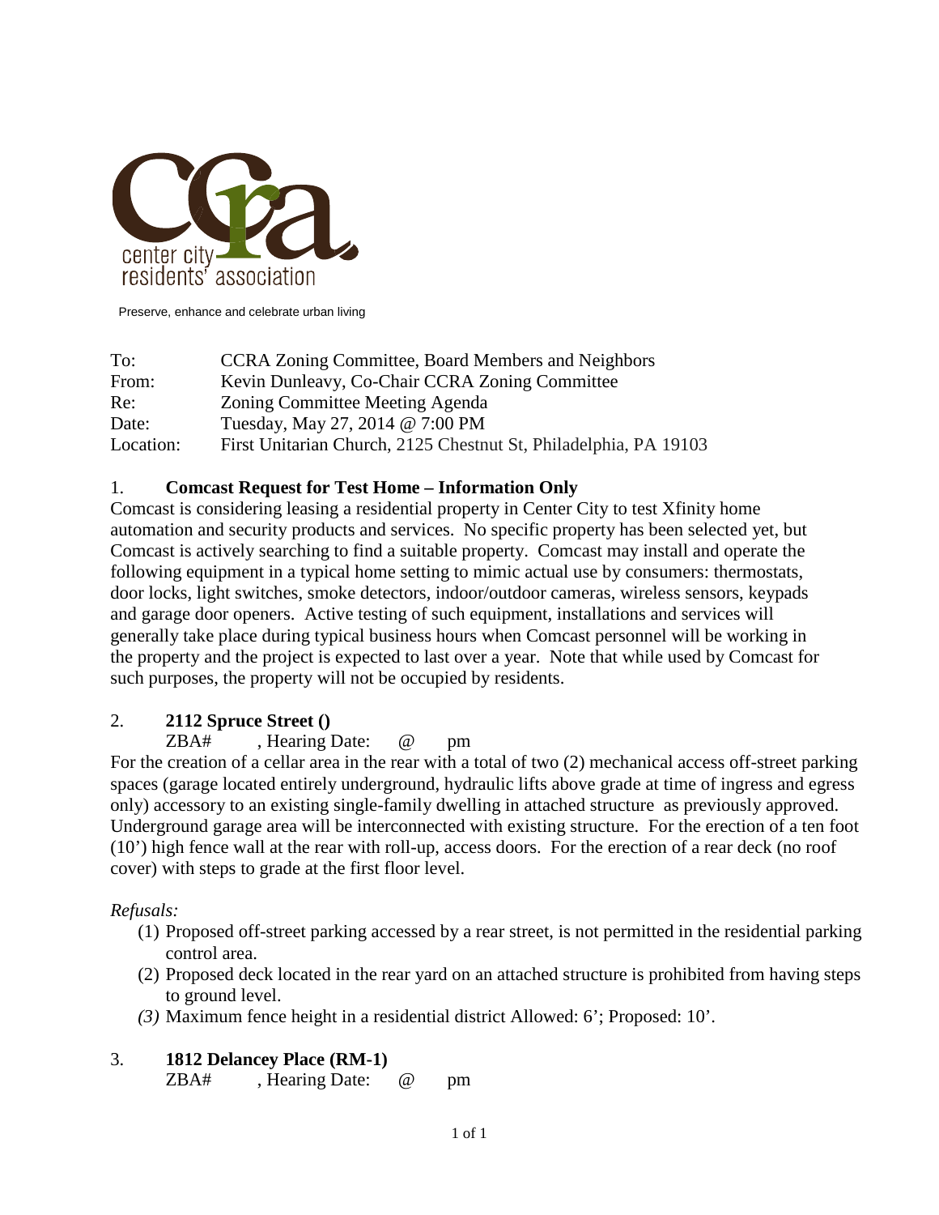center city residents' association

Preserve, enhance and celebrate urban living

To: CCRA Zoning Committee, Board Members and Neighbors
From: Kevin Dunleavy, Co-Chair CCRA Zoning Committee
Re: Zoning Committee Meeting Agenda
Date: Tuesday, May 27, 2014 @ 7:00 PM
Location: First Unitarian Church, 2125 Chestnut St, Philadelphia, PA 19103

1. **Comcast Request for Test Home – Information Only**

Comcast is considering leasing a residential property in Center City to test Xfinity home automation and security products and services. No specific property has been selected yet, but Comcast is actively searching to find a suitable property. Comcast may install and operate the following equipment in a typical home setting to mimic actual use by consumers: thermostats, door locks, light switches, smoke detectors, indoor/outdoor cameras, wireless sensors, keypads and garage door openers. Active testing of such equipment, installations and services will generally take place during typical business hours when Comcast personnel will be working in the property and the project is expected to last over a year. Note that while used by Comcast for such purposes, the property will not be occupied by residents.

2. **2112 Spruce Street ()**

ZBA# , Hearing Date: @ pm

For the creation of a cellar area in the rear with a total of two (2) mechanical access off-street parking spaces (garage located entirely underground, hydraulic lifts above grade at time of ingress and egress only) accessory to an existing single-family dwelling in attached structure as previously approved. Underground garage area will be interconnected with existing structure. For the erection of a ten foot (10') high fence wall at the rear with roll-up, access doors. For the erection of a rear deck (no roof cover) with steps to grade at the first floor level.

*Refusals:*

(1) Proposed off-street parking accessed by a rear street, is not permitted in the residential parking control area.
(2) Proposed deck located in the rear yard on an attached structure is prohibited from having steps to ground level.
*(3)* Maximum fence height in a residential district Allowed: 6'; Proposed: 10'.

3. **1812 Delancey Place (RM-1)**

ZBA# , Hearing Date: @ pm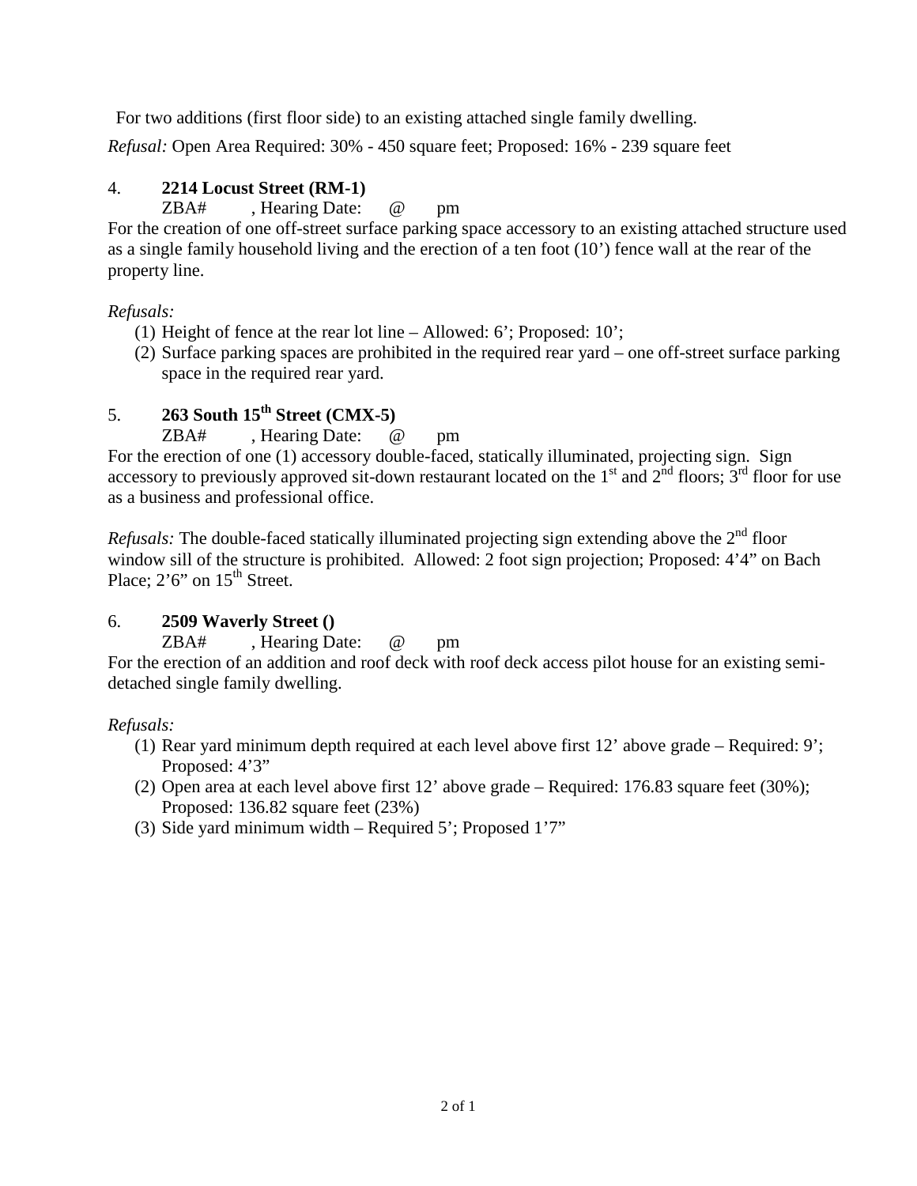For two additions (first floor side) to an existing attached single family dwelling.

*Refusal:* Open Area Required: 30% - 450 square feet; Proposed: 16% - 239 square feet

4. **2214 Locust Street (RM-1)**

ZBA# , Hearing Date: @ pm

For the creation of one off-street surface parking space accessory to an existing attached structure used as a single family household living and the erection of a ten foot (10') fence wall at the rear of the property line.

*Refusals:*

(1) Height of fence at the rear lot line – Allowed: 6'; Proposed: 10';
(2) Surface parking spaces are prohibited in the required rear yard – one off-street surface parking space in the required rear yard.

5. **263 South 15th Street (CMX-5)**

ZBA# , Hearing Date: @ pm

For the erection of one (1) accessory double-faced, statically illuminated, projecting sign. Sign accessory to previously approved sit-down restaurant located on the 1st and 2nd floors; 3rd floor for use as a business and professional office.

*Refusals:* The double-faced statically illuminated projecting sign extending above the 2nd floor window sill of the structure is prohibited. Allowed: 2 foot sign projection; Proposed: 4'4" on Bach Place; 2'6" on 15th Street.

6. **2509 Waverly Street ()**

ZBA# , Hearing Date: @ pm

For the erection of an addition and roof deck with roof deck access pilot house for an existing semi-detached single family dwelling.

*Refusals:*

(1) Rear yard minimum depth required at each level above first 12' above grade – Required: 9'; Proposed: 4'3"
(2) Open area at each level above first 12' above grade – Required: 176.83 square feet (30%); Proposed: 136.82 square feet (23%)
(3) Side yard minimum width – Required 5'; Proposed 1'7"